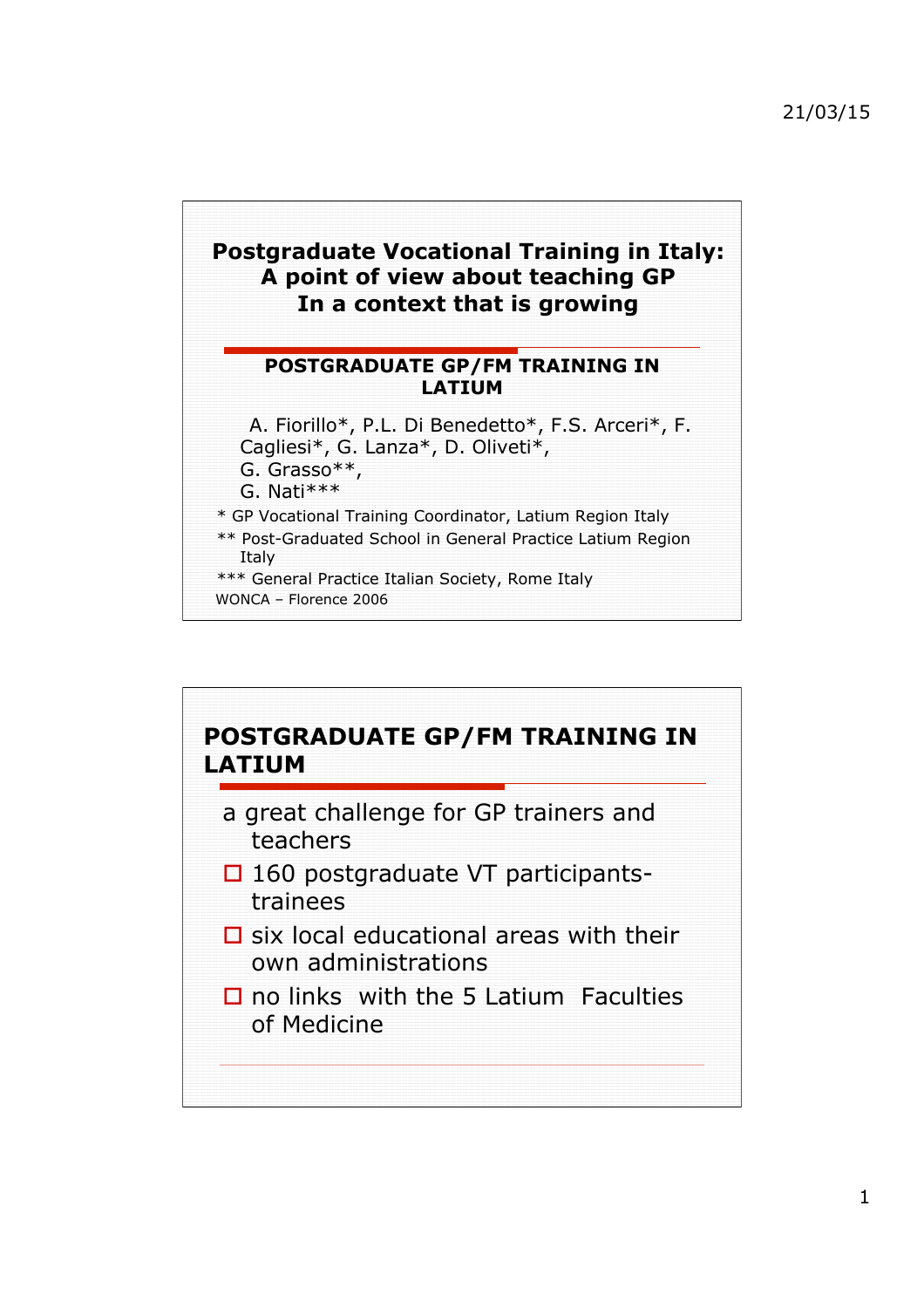# Postgraduate Vocational Training in Italy: A point of view about teaching GP In a context that is growing

## POSTGRADUATE GP/FM TRAINING IN LATIUM

A. Fiorillo*, P.L. Di Benedetto*, F.S. Arceri*, F. Cagliesi*, G. Lanza*, D. Oliveti*, G. Grasso**, G. Nati***

\* GP Vocational Training Coordinator, Latium Region Italy

** Post-Graduated School in General Practice Latium Region Italy

*** General Practice Italian Society, Rome Italy

WONCA – Florence 2006

---

## POSTGRADUATE GP/FM TRAINING IN LATIUM

a great challenge for GP trainers and teachers

- 160 postgraduate VT participants-trainees
- six local educational areas with their own administrations
- no links with the 5 Latium Faculties of Medicine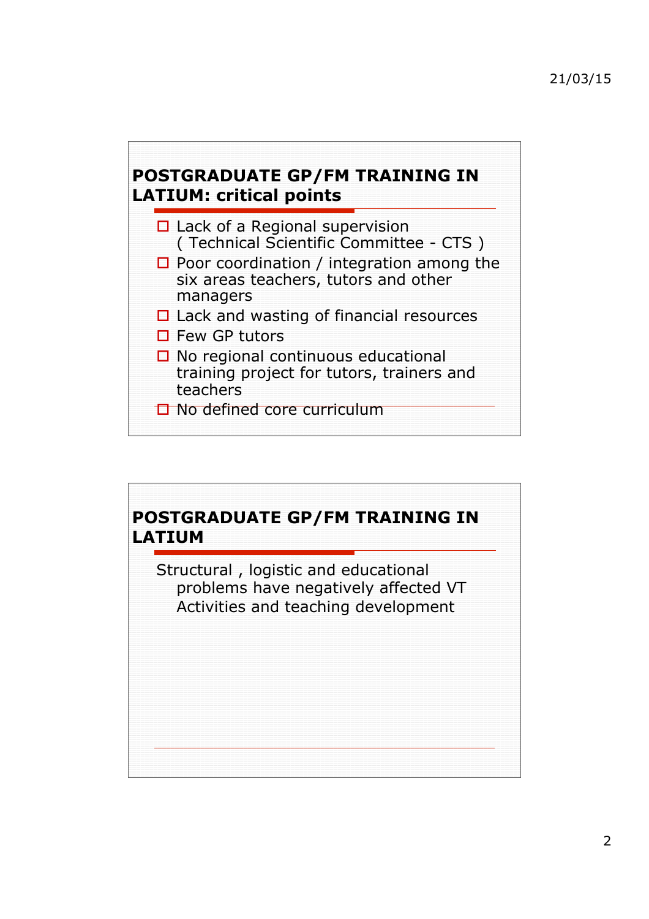## POSTGRADUATE GP/FM TRAINING IN LATIUM: critical points

- Lack of a Regional supervision ( Technical Scientific Committee - CTS )
- Poor coordination / integration among the six areas teachers, tutors and other managers
- Lack and wasting of financial resources
- Few GP tutors
- No regional continuous educational training project for tutors, trainers and teachers
- No defined core curriculum

## POSTGRADUATE GP/FM TRAINING IN LATIUM

Structural , logistic and educational problems have negatively affected VT Activities and teaching development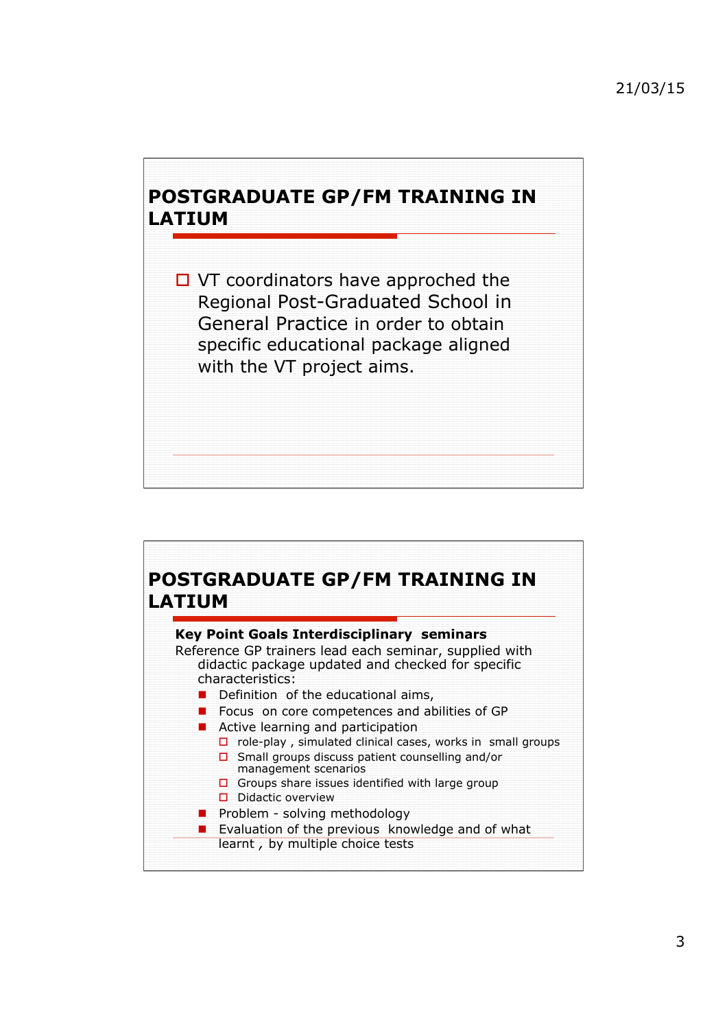## POSTGRADUATE GP/FM TRAINING IN LATIUM

- VT coordinators have approched the Regional Post-Graduated School in General Practice in order to obtain specific educational package aligned with the VT project aims.

## POSTGRADUATE GP/FM TRAINING IN LATIUM

**Key Point Goals Interdisciplinary seminars**

Reference GP trainers lead each seminar, supplied with didactic package updated and checked for specific characteristics:

- Definition of the educational aims,
- Focus on core competences and abilities of GP
- Active learning and participation
  - role-play , simulated clinical cases, works in small groups
  - Small groups discuss patient counselling and/or management scenarios
  - Groups share issues identified with large group
  - Didactic overview
- Problem - solving methodology
- Evaluation of the previous knowledge and of what learnt , by multiple choice tests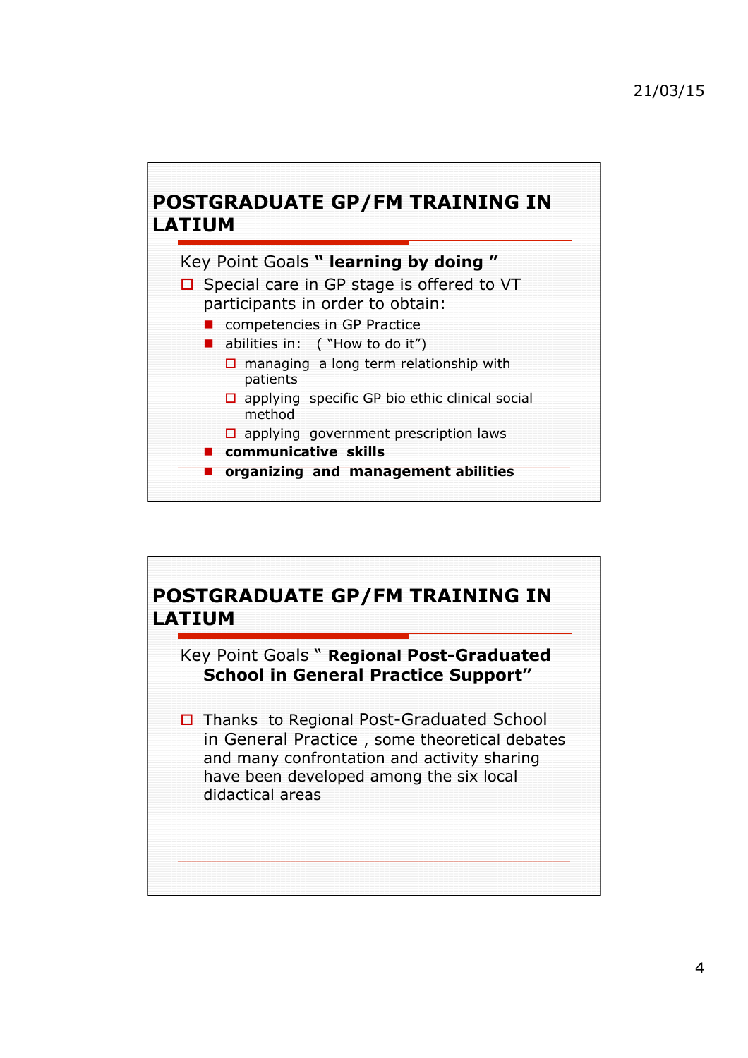## POSTGRADUATE GP/FM TRAINING IN LATIUM

Key Point Goals " **learning by doing** "

- Special care in GP stage is offered to VT participants in order to obtain:
  - competencies in GP Practice
  - abilities in: ( "How to do it")
    - managing a long term relationship with patients
    - applying specific GP bio ethic clinical social method
    - applying government prescription laws
  - **communicative skills**
  - **organizing and management abilities**

## POSTGRADUATE GP/FM TRAINING IN LATIUM

Key Point Goals " **Regional Post-Graduated School in General Practice Support"**

- Thanks to Regional Post-Graduated School in General Practice , some theoretical debates and many confrontation and activity sharing have been developed among the six local didactical areas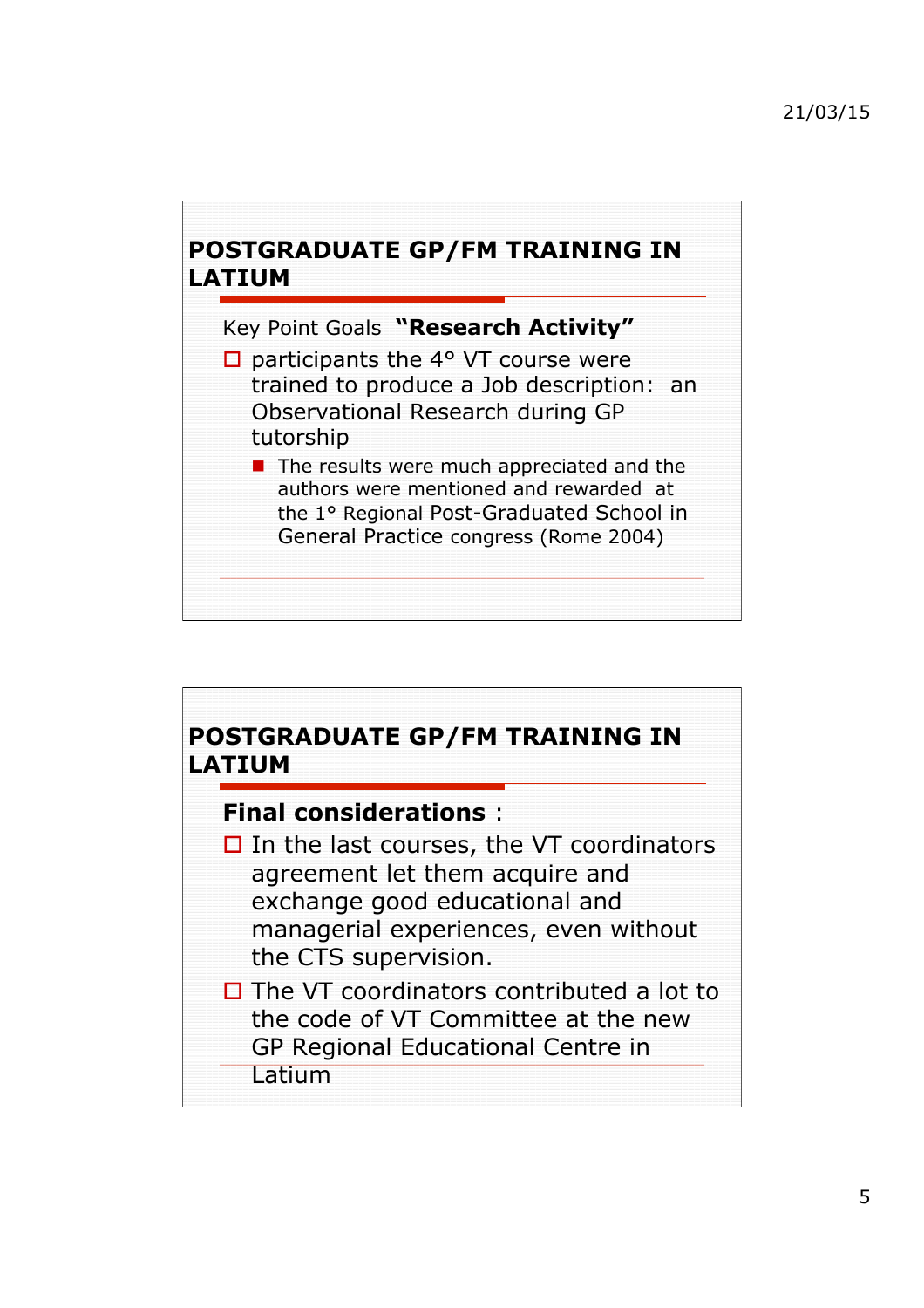## POSTGRADUATE GP/FM TRAINING IN LATIUM

Key Point Goals **"Research Activity"**

- participants the 4° VT course were trained to produce a Job description: an Observational Research during GP tutorship
  - The results were much appreciated and the authors were mentioned and rewarded at the 1° Regional Post-Graduated School in General Practice congress (Rome 2004)

## POSTGRADUATE GP/FM TRAINING IN LATIUM

**Final considerations** :

- In the last courses, the VT coordinators agreement let them acquire and exchange good educational and managerial experiences, even without the CTS supervision.
- The VT coordinators contributed a lot to the code of VT Committee at the new GP Regional Educational Centre in Latium